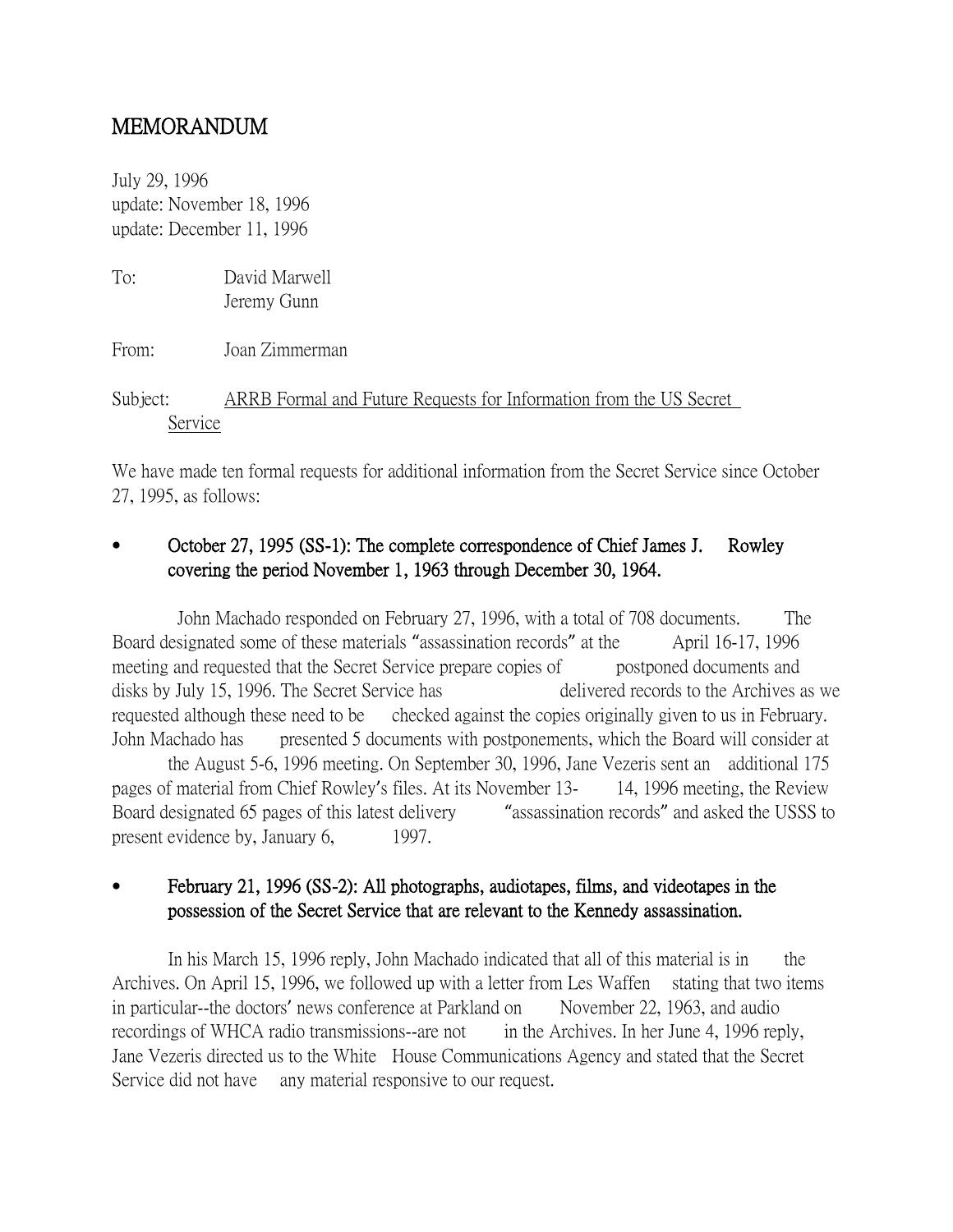# MEMORANDUM

July 29, 1996
update: November 18, 1996
update: December 11, 1996

To: David Marwell
Jeremy Gunn

From: Joan Zimmerman

Subject: ARRB Formal and Future Requests for Information from the US Secret Service

We have made ten formal requests for additional information from the Secret Service since October 27, 1995, as follows:

- **October 27, 1995 (SS-1): The complete correspondence of Chief James J. Rowley covering the period November 1, 1963 through December 30, 1964.**

John Machado responded on February 27, 1996, with a total of 708 documents. The Board designated some of these materials "assassination records" at the April 16-17, 1996 meeting and requested that the Secret Service prepare copies of postponed documents and disks by July 15, 1996. The Secret Service has delivered records to the Archives as we requested although these need to be checked against the copies originally given to us in February. John Machado has presented 5 documents with postponements, which the Board will consider at the August 5-6, 1996 meeting. On September 30, 1996, Jane Vezeris sent an additional 175 pages of material from Chief Rowley's files. At its November 13-14, 1996 meeting, the Review Board designated 65 pages of this latest delivery "assassination records" and asked the USSS to present evidence by, January 6, 1997.

- **February 21, 1996 (SS-2): All photographs, audiotapes, films, and videotapes in the possession of the Secret Service that are relevant to the Kennedy assassination.**

In his March 15, 1996 reply, John Machado indicated that all of this material is in the Archives. On April 15, 1996, we followed up with a letter from Les Waffen stating that two items in particular--the doctors' news conference at Parkland on November 22, 1963, and audio recordings of WHCA radio transmissions--are not in the Archives. In her June 4, 1996 reply, Jane Vezeris directed us to the White House Communications Agency and stated that the Secret Service did not have any material responsive to our request.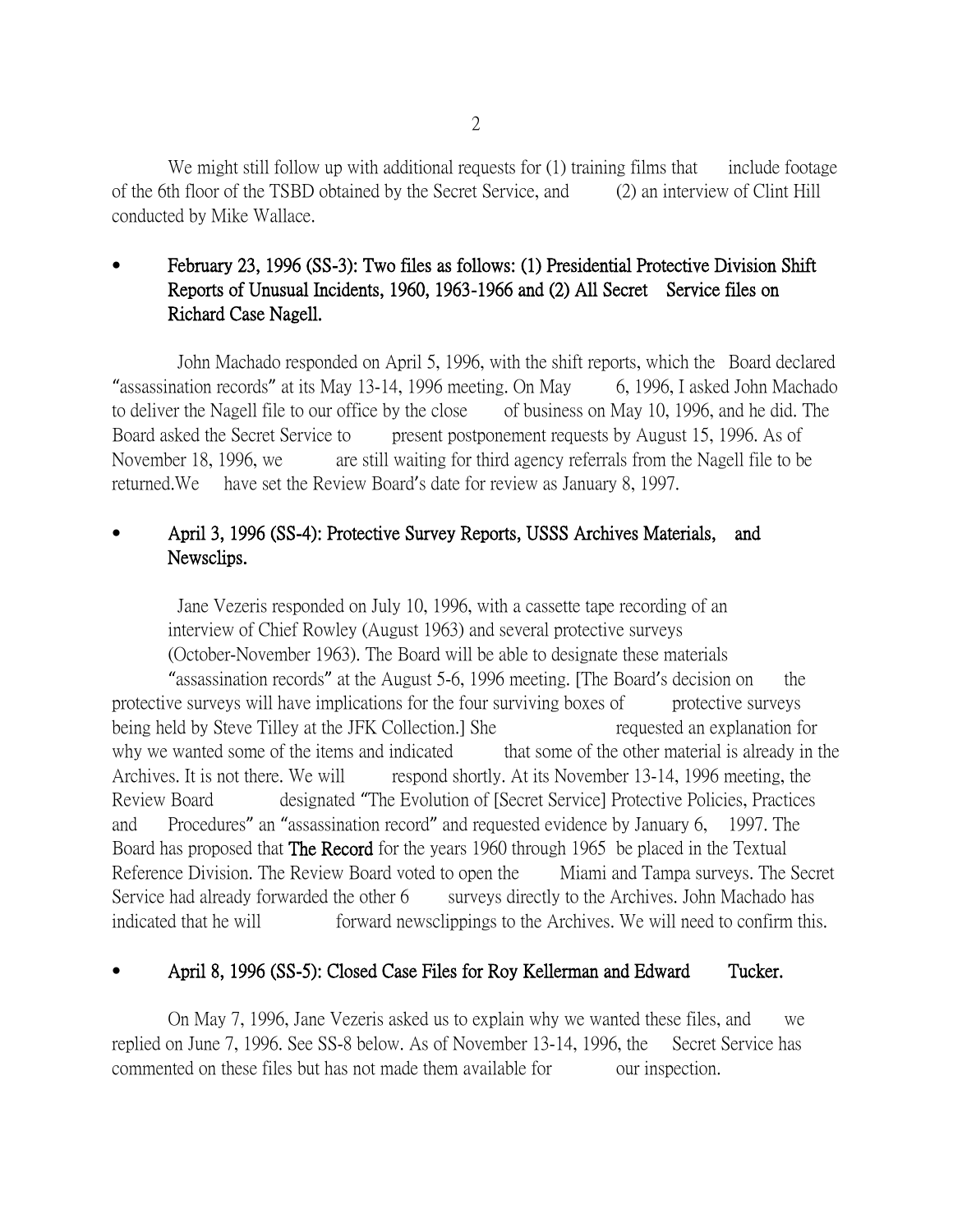We might still follow up with additional requests for (1) training films that include footage of the 6th floor of the TSBD obtained by the Secret Service, and (2) an interview of Clint Hill conducted by Mike Wallace.

- **February 23, 1996 (SS-3): Two files as follows: (1) Presidential Protective Division Shift Reports of Unusual Incidents, 1960, 1963-1966 and (2) All Secret Service files on Richard Case Nagell.**

John Machado responded on April 5, 1996, with the shift reports, which the Board declared "assassination records" at its May 13-14, 1996 meeting. On May 6, 1996, I asked John Machado to deliver the Nagell file to our office by the close of business on May 10, 1996, and he did. The Board asked the Secret Service to present postponement requests by August 15, 1996. As of November 18, 1996, we are still waiting for third agency referrals from the Nagell file to be returned.We have set the Review Board's date for review as January 8, 1997.

- **April 3, 1996 (SS-4): Protective Survey Reports, USSS Archives Materials, and Newsclips.**

Jane Vezeris responded on July 10, 1996, with a cassette tape recording of an interview of Chief Rowley (August 1963) and several protective surveys (October-November 1963). The Board will be able to designate these materials "assassination records" at the August 5-6, 1996 meeting. [The Board's decision on the protective surveys will have implications for the four surviving boxes of protective surveys being held by Steve Tilley at the JFK Collection.] She requested an explanation for why we wanted some of the items and indicated that some of the other material is already in the Archives. It is not there. We will respond shortly. At its November 13-14, 1996 meeting, the Review Board designated "The Evolution of [Secret Service] Protective Policies, Practices and Procedures" an "assassination record" and requested evidence by January 6, 1997. The Board has proposed that **The Record** for the years 1960 through 1965 be placed in the Textual Reference Division. The Review Board voted to open the Miami and Tampa surveys. The Secret Service had already forwarded the other 6 surveys directly to the Archives. John Machado has indicated that he will forward newsclippings to the Archives. We will need to confirm this.

- **April 8, 1996 (SS-5): Closed Case Files for Roy Kellerman and Edward Tucker.**

On May 7, 1996, Jane Vezeris asked us to explain why we wanted these files, and we replied on June 7, 1996. See SS-8 below. As of November 13-14, 1996, the Secret Service has commented on these files but has not made them available for our inspection.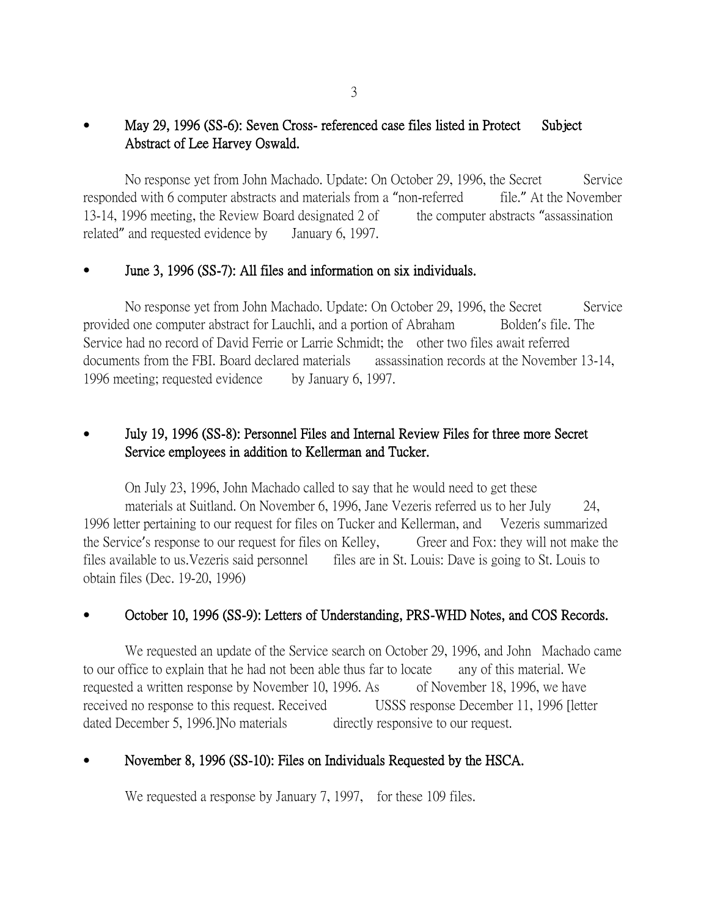- **May 29, 1996 (SS-6): Seven Cross- referenced case files listed in Protect Subject Abstract of Lee Harvey Oswald.**

No response yet from John Machado. Update: On October 29, 1996, the Secret Service responded with 6 computer abstracts and materials from a "non-referred file." At the November 13-14, 1996 meeting, the Review Board designated 2 of the computer abstracts "assassination related" and requested evidence by January 6, 1997.

- **June 3, 1996 (SS-7): All files and information on six individuals.**

No response yet from John Machado. Update: On October 29, 1996, the Secret Service provided one computer abstract for Lauchli, and a portion of Abraham Bolden's file. The Service had no record of David Ferrie or Larrie Schmidt; the other two files await referred documents from the FBI. Board declared materials assassination records at the November 13-14, 1996 meeting; requested evidence by January 6, 1997.

- **July 19, 1996 (SS-8): Personnel Files and Internal Review Files for three more Secret Service employees in addition to Kellerman and Tucker.**

On July 23, 1996, John Machado called to say that he would need to get these materials at Suitland. On November 6, 1996, Jane Vezeris referred us to her July 24, 1996 letter pertaining to our request for files on Tucker and Kellerman, and Vezeris summarized the Service's response to our request for files on Kelley, Greer and Fox: they will not make the files available to us.Vezeris said personnel files are in St. Louis: Dave is going to St. Louis to obtain files (Dec. 19-20, 1996)

- **October 10, 1996 (SS-9): Letters of Understanding, PRS-WHD Notes, and COS Records.**

We requested an update of the Service search on October 29, 1996, and John Machado came to our office to explain that he had not been able thus far to locate any of this material. We requested a written response by November 10, 1996. As of November 18, 1996, we have received no response to this request. Received USSS response December 11, 1996 [letter dated December 5, 1996.]No materials directly responsive to our request.

- **November 8, 1996 (SS-10): Files on Individuals Requested by the HSCA.**

We requested a response by January 7, 1997, for these 109 files.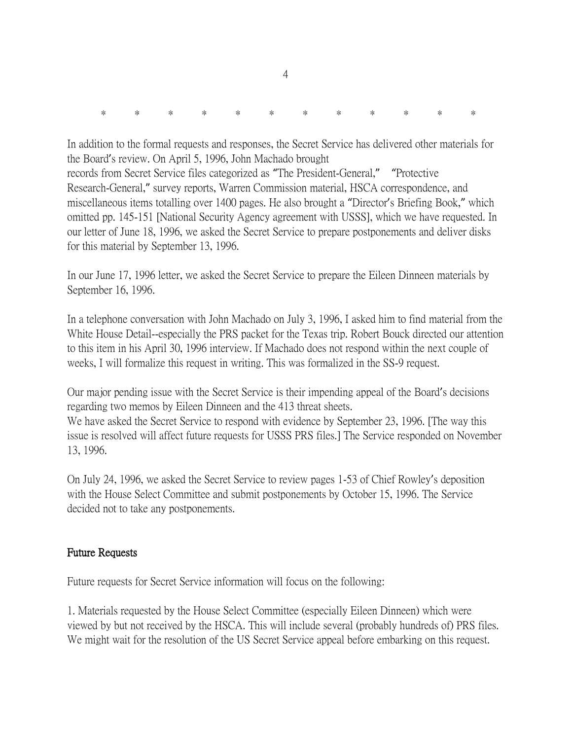\*            \*            \*            \*            \*            \*            \*            \*            \*            \*            \*            \*

In addition to the formal requests and responses, the Secret Service has delivered other materials for the Board's review. On April 5, 1996, John Machado brought records from Secret Service files categorized as "The President-General," "Protective Research-General," survey reports, Warren Commission material, HSCA correspondence, and miscellaneous items totalling over 1400 pages. He also brought a "Director's Briefing Book," which omitted pp. 145-151 [National Security Agency agreement with USSS], which we have requested. In our letter of June 18, 1996, we asked the Secret Service to prepare postponements and deliver disks for this material by September 13, 1996.

In our June 17, 1996 letter, we asked the Secret Service to prepare the Eileen Dinneen materials by September 16, 1996.

In a telephone conversation with John Machado on July 3, 1996, I asked him to find material from the White House Detail--especially the PRS packet for the Texas trip. Robert Bouck directed our attention to this item in his April 30, 1996 interview. If Machado does not respond within the next couple of weeks, I will formalize this request in writing. This was formalized in the SS-9 request.

Our major pending issue with the Secret Service is their impending appeal of the Board's decisions regarding two memos by Eileen Dinneen and the 413 threat sheets.
We have asked the Secret Service to respond with evidence by September 23, 1996. [The way this issue is resolved will affect future requests for USSS PRS files.] The Service responded on November 13, 1996.

On July 24, 1996, we asked the Secret Service to review pages 1-53 of Chief Rowley's deposition with the House Select Committee and submit postponements by October 15, 1996. The Service decided not to take any postponements.

## Future Requests

Future requests for Secret Service information will focus on the following:

1. Materials requested by the House Select Committee (especially Eileen Dinneen) which were viewed by but not received by the HSCA. This will include several (probably hundreds of) PRS files. We might wait for the resolution of the US Secret Service appeal before embarking on this request.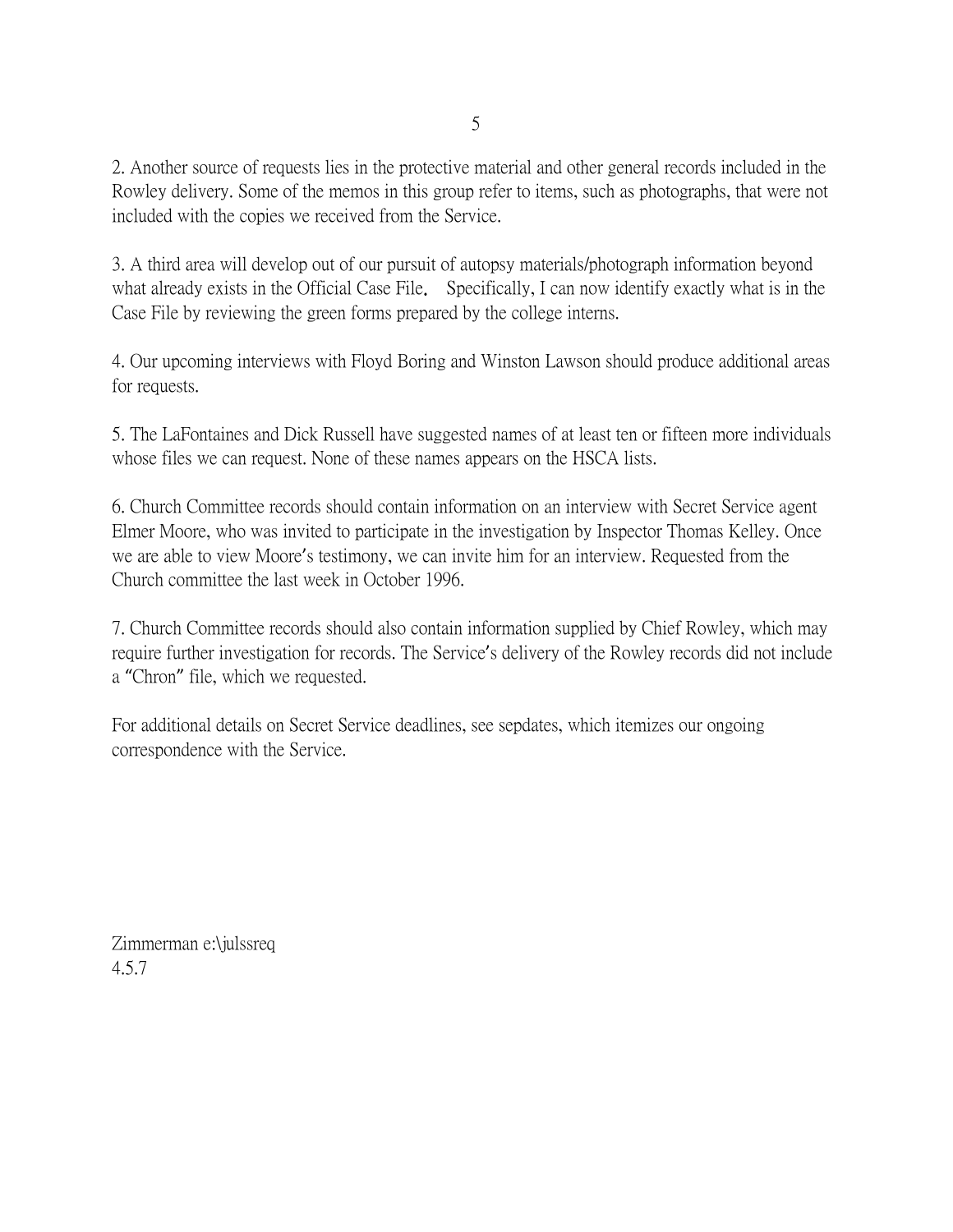2. Another source of requests lies in the protective material and other general records included in the Rowley delivery. Some of the memos in this group refer to items, such as photographs, that were not included with the copies we received from the Service.

3. A third area will develop out of our pursuit of autopsy materials/photograph information beyond what already exists in the Official Case File. Specifically, I can now identify exactly what is in the Case File by reviewing the green forms prepared by the college interns.

4. Our upcoming interviews with Floyd Boring and Winston Lawson should produce additional areas for requests.

5. The LaFontaines and Dick Russell have suggested names of at least ten or fifteen more individuals whose files we can request. None of these names appears on the HSCA lists.

6. Church Committee records should contain information on an interview with Secret Service agent Elmer Moore, who was invited to participate in the investigation by Inspector Thomas Kelley. Once we are able to view Moore's testimony, we can invite him for an interview. Requested from the Church committee the last week in October 1996.

7. Church Committee records should also contain information supplied by Chief Rowley, which may require further investigation for records. The Service's delivery of the Rowley records did not include a "Chron" file, which we requested.

For additional details on Secret Service deadlines, see sepdates, which itemizes our ongoing correspondence with the Service.

Zimmerman e:\julssreq
4.5.7